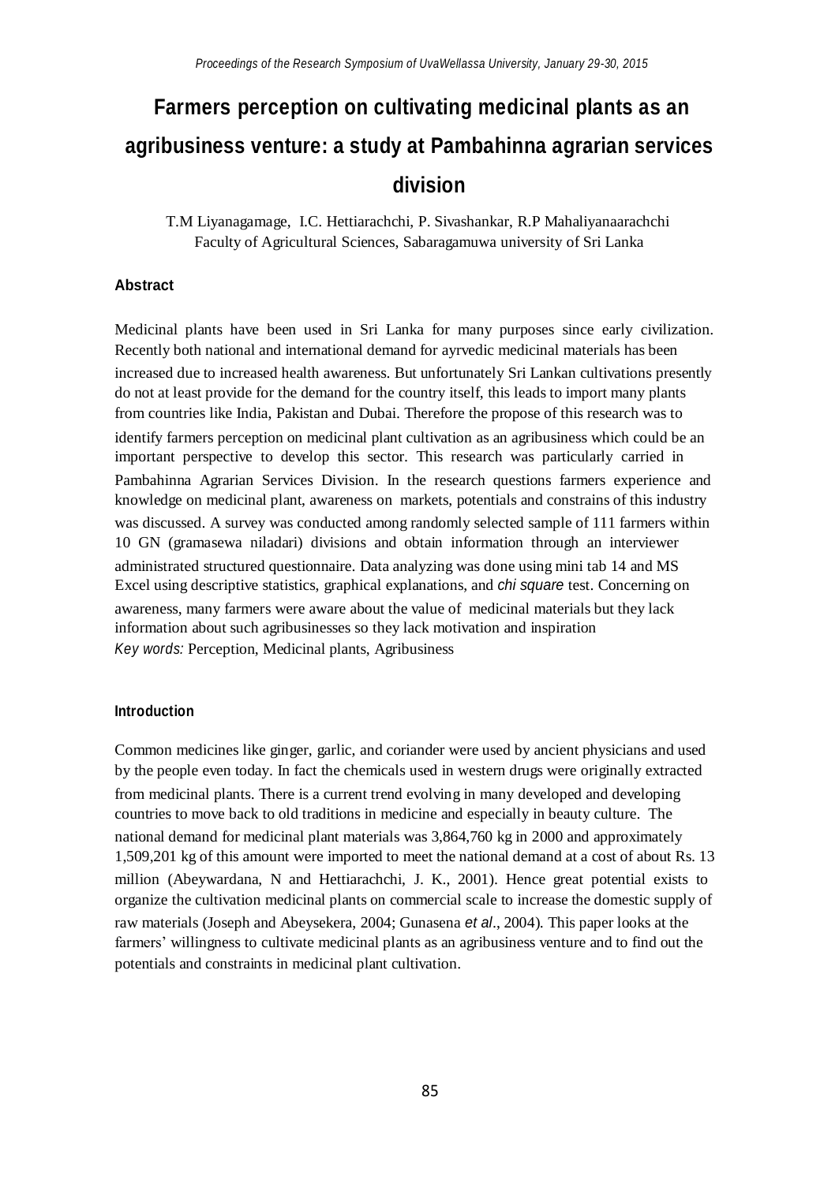# Farmers perception on cultivating medicinal plants as an agribusiness venture: a study at Pambahinna agrarian services division

T.M Liyanagamage, I.C. Hettiarachchi, P. Sivashankar, R.P Mahaliyanaarachchi
Faculty of Agricultural Sciences, Sabaragamuwa university of Sri Lanka

## Abstract

Medicinal plants have been used in Sri Lanka for many purposes since early civilization. Recently both national and international demand for ayrvedic medicinal materials has been increased due to increased health awareness. But unfortunately Sri Lankan cultivations presently do not at least provide for the demand for the country itself, this leads to import many plants from countries like India, Pakistan and Dubai. Therefore the propose of this research was to identify farmers perception on medicinal plant cultivation as an agribusiness which could be an important perspective to develop this sector. This research was particularly carried in Pambahinna Agrarian Services Division. In the research questions farmers experience and knowledge on medicinal plant, awareness on markets, potentials and constrains of this industry was discussed. A survey was conducted among randomly selected sample of 111 farmers within 10 GN (gramasewa niladari) divisions and obtain information through an interviewer administrated structured questionnaire. Data analyzing was done using mini tab 14 and MS Excel using descriptive statistics, graphical explanations, and *chi square* test. Concerning on awareness, many farmers were aware about the value of medicinal materials but they lack information about such agribusinesses so they lack motivation and inspiration

*Key words:* Perception, Medicinal plants, Agribusiness

## Introduction

Common medicines like ginger, garlic, and coriander were used by ancient physicians and used by the people even today. In fact the chemicals used in western drugs were originally extracted from medicinal plants. There is a current trend evolving in many developed and developing countries to move back to old traditions in medicine and especially in beauty culture. The national demand for medicinal plant materials was 3,864,760 kg in 2000 and approximately 1,509,201 kg of this amount were imported to meet the national demand at a cost of about Rs. 13 million (Abeywardana, N and Hettiarachchi, J. K., 2001). Hence great potential exists to organize the cultivation medicinal plants on commercial scale to increase the domestic supply of raw materials (Joseph and Abeysekera, 2004; Gunasena *et al*., 2004). This paper looks at the farmers' willingness to cultivate medicinal plants as an agribusiness venture and to find out the potentials and constraints in medicinal plant cultivation.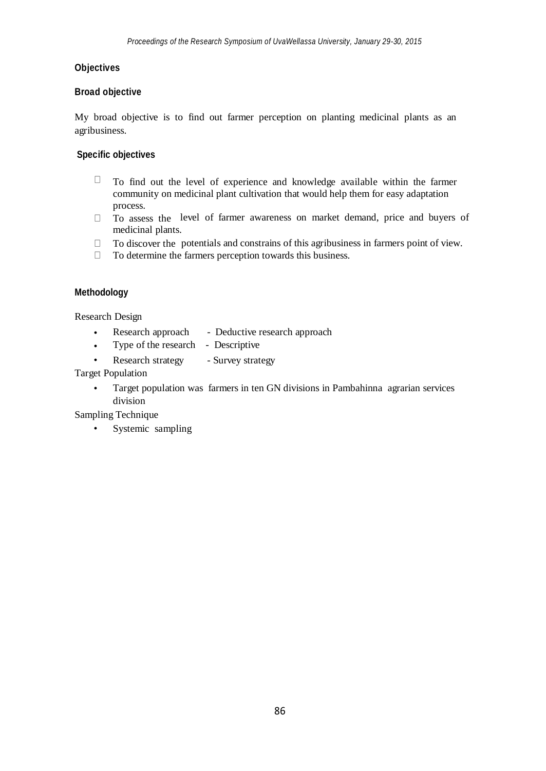### Objectives

#### Broad objective

My broad objective is to find out farmer perception on planting medicinal plants as an agribusiness.

#### Specific objectives

- To find out the level of experience and knowledge available within the farmer community on medicinal plant cultivation that would help them for easy adaptation process.
- To assess the level of farmer awareness on market demand, price and buyers of medicinal plants.
- To discover the potentials and constrains of this agribusiness in farmers point of view.
- To determine the farmers perception towards this business.

### Methodology

Research Design

- Research approach - Deductive research approach
- Type of the research - Descriptive
- Research strategy - Survey strategy

Target Population

- Target population was farmers in ten GN divisions in Pambahinna agrarian services division

Sampling Technique

- Systemic sampling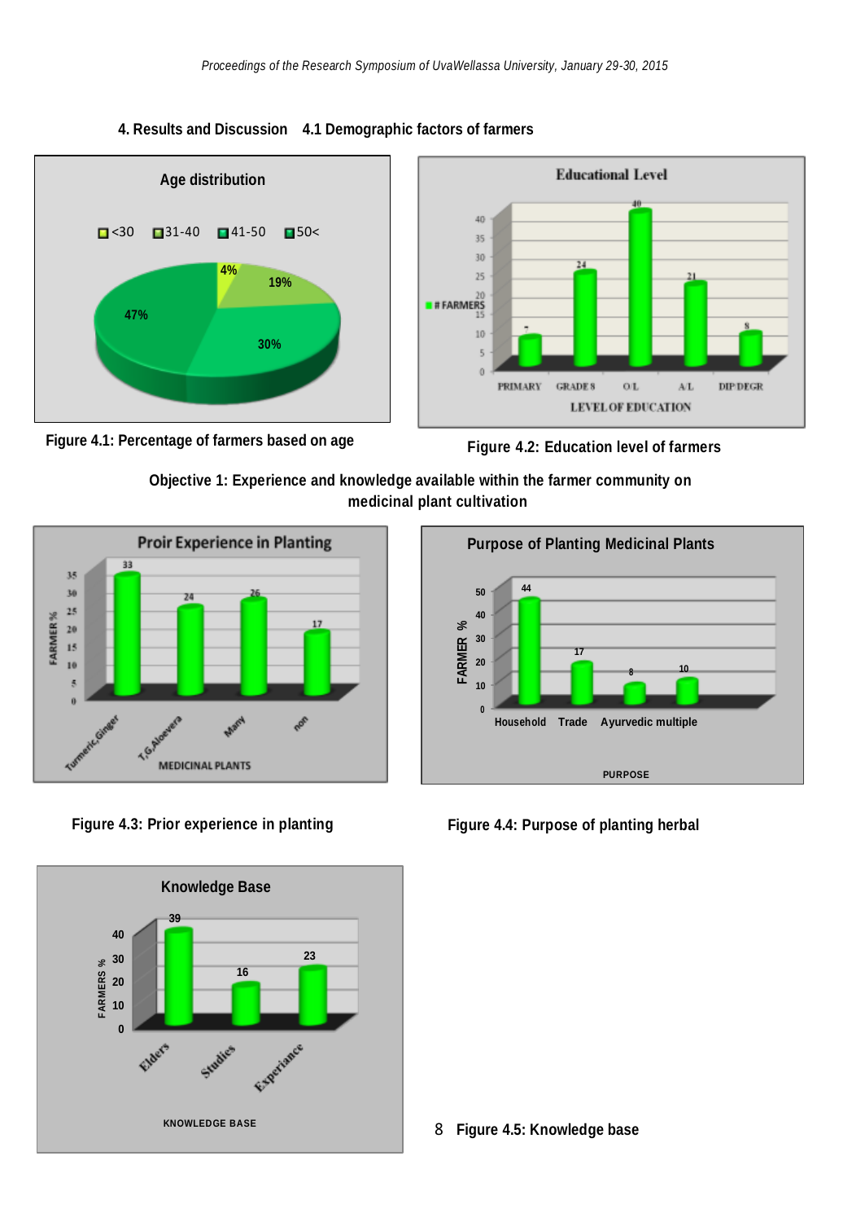## 4. Results and Discussion 4.1 Demographic factors of farmers

Figure 4.1: Percentage of farmers based on age

Figure 4.2: Education level of farmers

**Objective 1: Experience and knowledge available within the farmer community on medicinal plant cultivation**

Figure 4.3: Prior experience in planting

Figure 4.4: Purpose of planting herbal

Figure 4.5: Knowledge base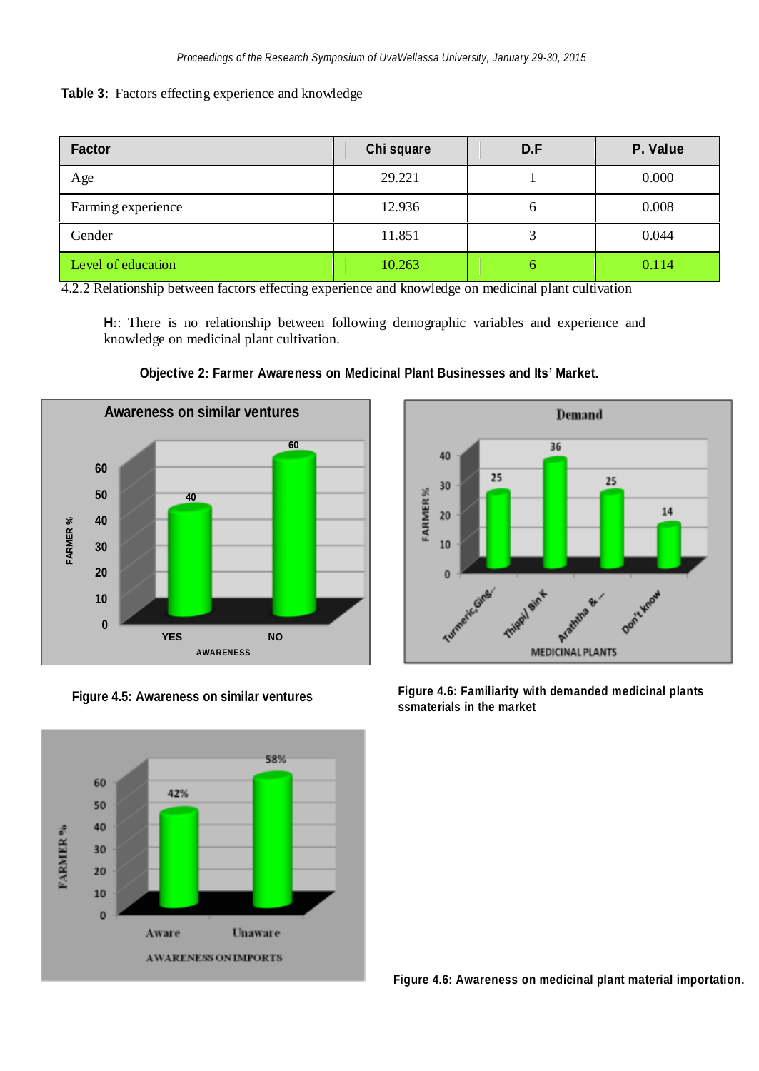**Table 3**: Factors effecting experience and knowledge

| Factor | Chi square | D.F | P. Value |
|---|---|---|---|
| Age | 29.221 | 1 | 0.000 |
| Farming experience | 12.936 | 6 | 0.008 |
| Gender | 11.851 | 3 | 0.044 |
| Level of education | 10.263 | 6 | 0.114 |

4.2.2 Relationship between factors effecting experience and knowledge on medicinal plant cultivation

**$H_0$**: There is no relationship between following demographic variables and experience and knowledge on medicinal plant cultivation.

**Objective 2: Farmer Awareness on Medicinal Plant Businesses and Its' Market.**

**Figure 4.5: Awareness on similar ventures**

**Figure 4.6: Familiarity with demanded medicinal plants ssmaterials in the market**

**Figure 4.6: Awareness on medicinal plant material importation.**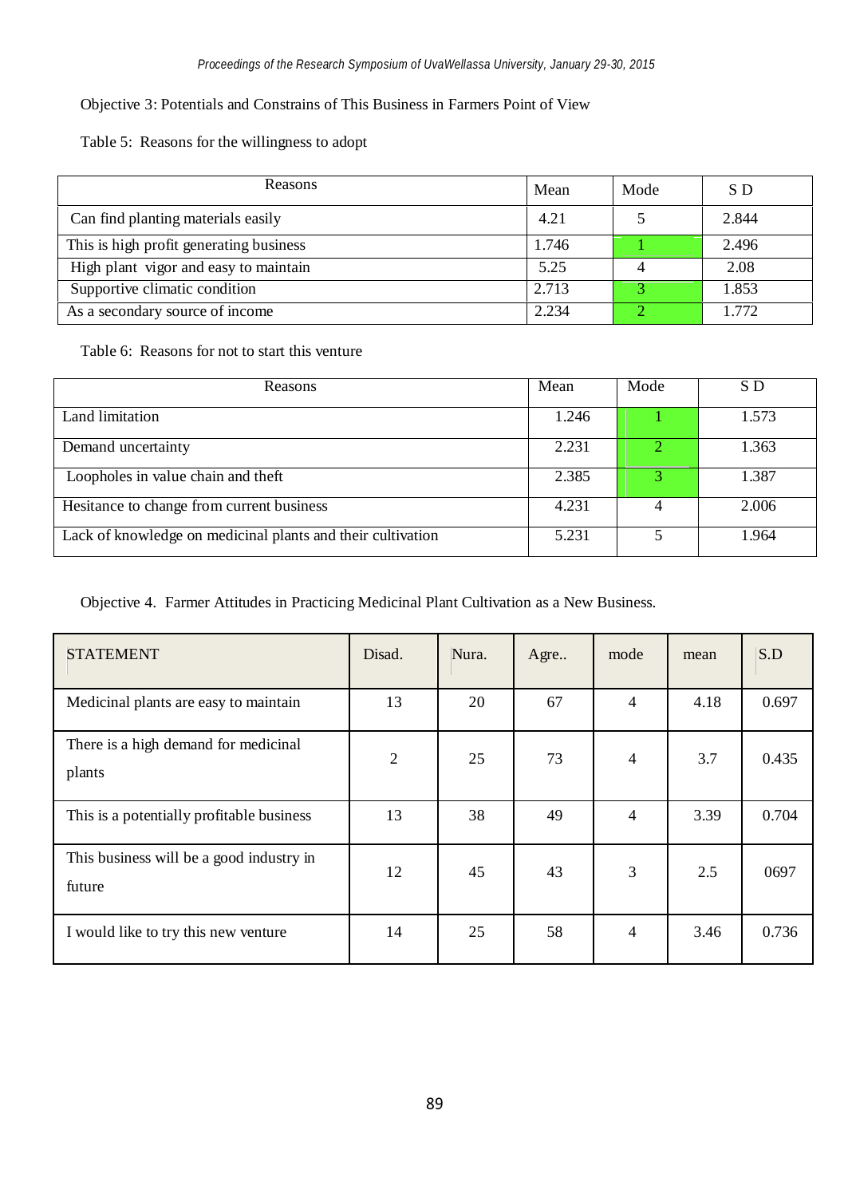Objective 3: Potentials and Constrains of This Business in Farmers Point of View

Table 5: Reasons for the willingness to adopt

| Reasons | Mean | Mode | S D |
|---|---|---|---|
| Can find planting materials easily | 4.21 | 5 | 2.844 |
| This is high profit generating business | 1.746 | 1 | 2.496 |
| High plant vigor and easy to maintain | 5.25 | 4 | 2.08 |
| Supportive climatic condition | 2.713 | 3 | 1.853 |
| As a secondary source of income | 2.234 | 2 | 1.772 |

Table 6: Reasons for not to start this venture

| Reasons | Mean | Mode | S D |
|---|---|---|---|
| Land limitation | 1.246 | 1 | 1.573 |
| Demand uncertainty | 2.231 | 2 | 1.363 |
| Loopholes in value chain and theft | 2.385 | 3 | 1.387 |
| Hesitance to change from current business | 4.231 | 4 | 2.006 |
| Lack of knowledge on medicinal plants and their cultivation | 5.231 | 5 | 1.964 |

Objective 4. Farmer Attitudes in Practicing Medicinal Plant Cultivation as a New Business.

| STATEMENT | Disad. | Nura. | Agre.. | mode | mean | S.D |
|---|---|---|---|---|---|---|
| Medicinal plants are easy to maintain | 13 | 20 | 67 | 4 | 4.18 | 0.697 |
| There is a high demand for medicinal plants | 2 | 25 | 73 | 4 | 3.7 | 0.435 |
| This is a potentially profitable business | 13 | 38 | 49 | 4 | 3.39 | 0.704 |
| This business will be a good industry in future | 12 | 45 | 43 | 3 | 2.5 | 0697 |
| I would like to try this new venture | 14 | 25 | 58 | 4 | 3.46 | 0.736 |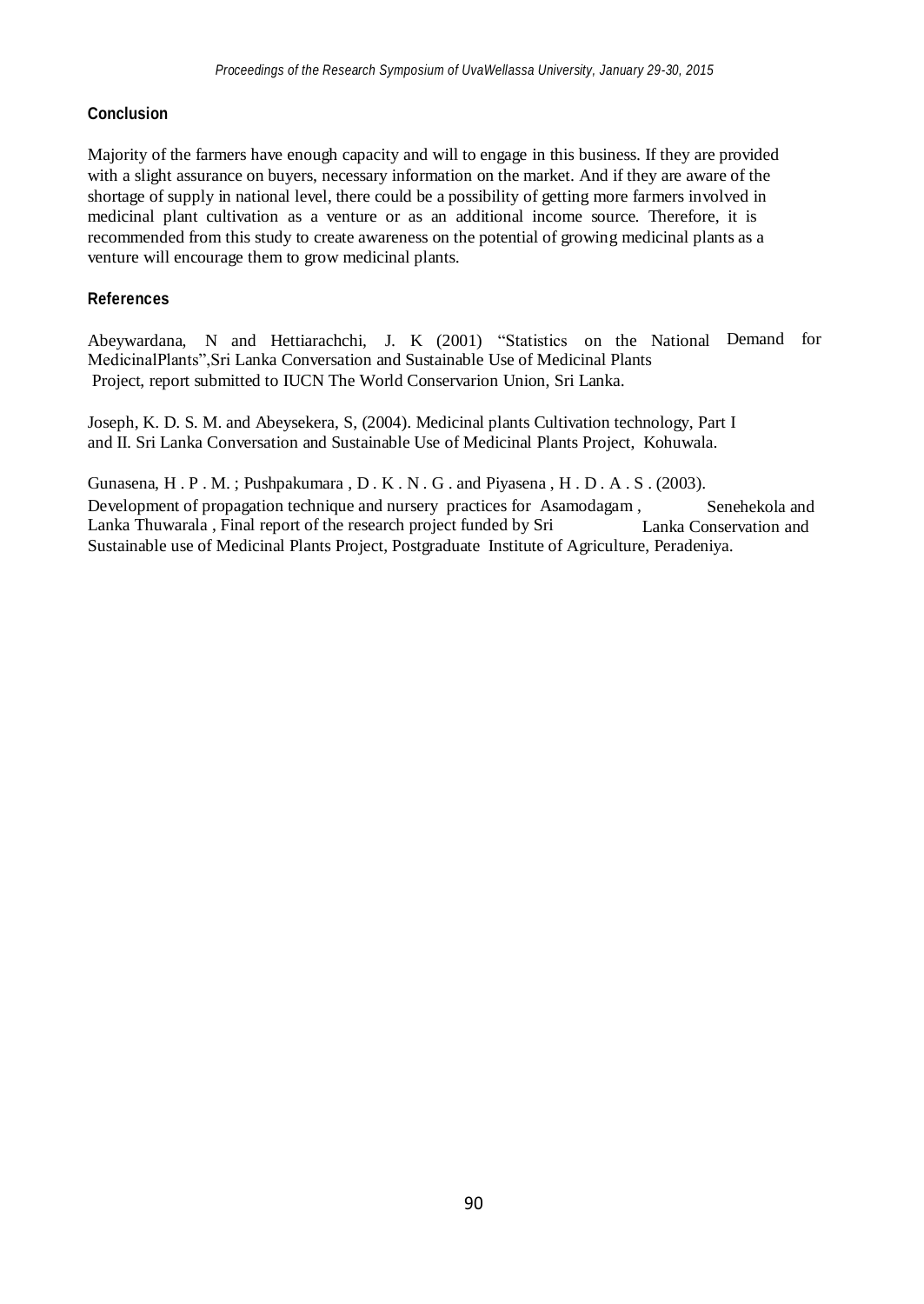## Conclusion

Majority of the farmers have enough capacity and will to engage in this business. If they are provided with a slight assurance on buyers, necessary information on the market. And if they are aware of the shortage of supply in national level, there could be a possibility of getting more farmers involved in medicinal plant cultivation as a venture or as an additional income source. Therefore, it is recommended from this study to create awareness on the potential of growing medicinal plants as a venture will encourage them to grow medicinal plants.

## References

Abeywardana, N and Hettiarachchi, J. K (2001) "Statistics on the National Demand for MedicinalPlants",Sri Lanka Conversation and Sustainable Use of Medicinal Plants Project, report submitted to IUCN The World Conservarion Union, Sri Lanka.

Joseph, K. D. S. M. and Abeysekera, S, (2004). Medicinal plants Cultivation technology, Part I and II. Sri Lanka Conversation and Sustainable Use of Medicinal Plants Project, Kohuwala.

Gunasena, H . P . M. ; Pushpakumara , D . K . N . G . and Piyasena , H . D . A . S . (2003). Development of propagation technique and nursery practices for Asamodagam , Senehekola and Lanka Thuwarala , Final report of the research project funded by Sri Lanka Conservation and Sustainable use of Medicinal Plants Project, Postgraduate Institute of Agriculture, Peradeniya.